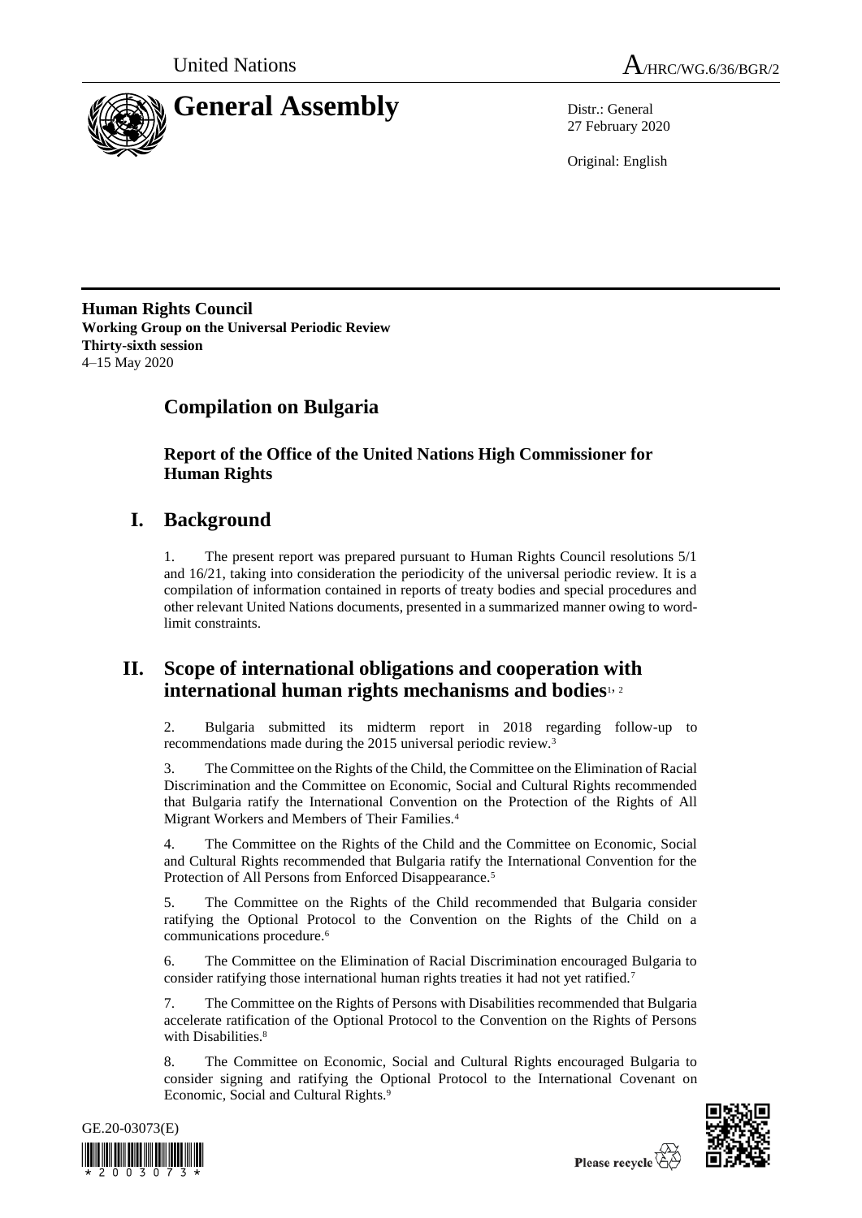United Nations

A/HRC/WG.6/36/BGR/2

# General Assembly

Distr.: General
27 February 2020

Original: English

**Human Rights Council**
**Working Group on the Universal Periodic Review**
**Thirty-sixth session**
4–15 May 2020

## Compilation on Bulgaria

### Report of the Office of the United Nations High Commissioner for Human Rights

## I. Background

1. The present report was prepared pursuant to Human Rights Council resolutions 5/1 and 16/21, taking into consideration the periodicity of the universal periodic review. It is a compilation of information contained in reports of treaty bodies and special procedures and other relevant United Nations documents, presented in a summarized manner owing to word-limit constraints.

## II. Scope of international obligations and cooperation with international human rights mechanisms and bodies[1, 2]

2. Bulgaria submitted its midterm report in 2018 regarding follow-up to recommendations made during the 2015 universal periodic review.[3]

3. The Committee on the Rights of the Child, the Committee on the Elimination of Racial Discrimination and the Committee on Economic, Social and Cultural Rights recommended that Bulgaria ratify the International Convention on the Protection of the Rights of All Migrant Workers and Members of Their Families.[4]

4. The Committee on the Rights of the Child and the Committee on Economic, Social and Cultural Rights recommended that Bulgaria ratify the International Convention for the Protection of All Persons from Enforced Disappearance.[5]

5. The Committee on the Rights of the Child recommended that Bulgaria consider ratifying the Optional Protocol to the Convention on the Rights of the Child on a communications procedure.[6]

6. The Committee on the Elimination of Racial Discrimination encouraged Bulgaria to consider ratifying those international human rights treaties it had not yet ratified.[7]

7. The Committee on the Rights of Persons with Disabilities recommended that Bulgaria accelerate ratification of the Optional Protocol to the Convention on the Rights of Persons with Disabilities.[8]

8. The Committee on Economic, Social and Cultural Rights encouraged Bulgaria to consider signing and ratifying the Optional Protocol to the International Covenant on Economic, Social and Cultural Rights.[9]

GE.20-03073(E)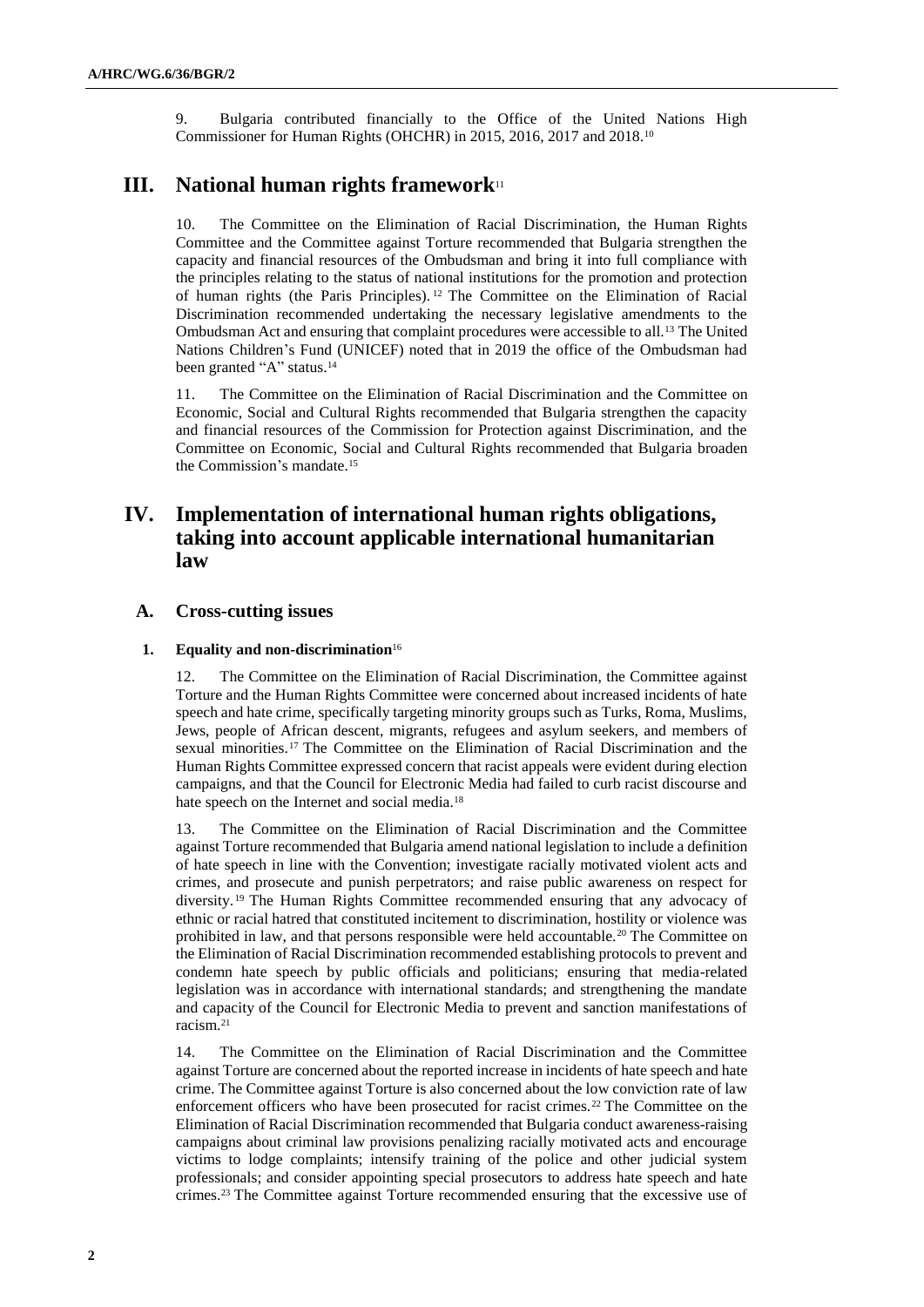9. Bulgaria contributed financially to the Office of the United Nations High Commissioner for Human Rights (OHCHR) in 2015, 2016, 2017 and 2018.[10]

# III. National human rights framework[11]

10. The Committee on the Elimination of Racial Discrimination, the Human Rights Committee and the Committee against Torture recommended that Bulgaria strengthen the capacity and financial resources of the Ombudsman and bring it into full compliance with the principles relating to the status of national institutions for the promotion and protection of human rights (the Paris Principles).[12] The Committee on the Elimination of Racial Discrimination recommended undertaking the necessary legislative amendments to the Ombudsman Act and ensuring that complaint procedures were accessible to all.[13] The United Nations Children's Fund (UNICEF) noted that in 2019 the office of the Ombudsman had been granted "A" status.[14]

11. The Committee on the Elimination of Racial Discrimination and the Committee on Economic, Social and Cultural Rights recommended that Bulgaria strengthen the capacity and financial resources of the Commission for Protection against Discrimination, and the Committee on Economic, Social and Cultural Rights recommended that Bulgaria broaden the Commission's mandate.[15]

# IV. Implementation of international human rights obligations, taking into account applicable international humanitarian law

## A. Cross-cutting issues

### 1. Equality and non-discrimination[16]

12. The Committee on the Elimination of Racial Discrimination, the Committee against Torture and the Human Rights Committee were concerned about increased incidents of hate speech and hate crime, specifically targeting minority groups such as Turks, Roma, Muslims, Jews, people of African descent, migrants, refugees and asylum seekers, and members of sexual minorities.[17] The Committee on the Elimination of Racial Discrimination and the Human Rights Committee expressed concern that racist appeals were evident during election campaigns, and that the Council for Electronic Media had failed to curb racist discourse and hate speech on the Internet and social media.[18]

13. The Committee on the Elimination of Racial Discrimination and the Committee against Torture recommended that Bulgaria amend national legislation to include a definition of hate speech in line with the Convention; investigate racially motivated violent acts and crimes, and prosecute and punish perpetrators; and raise public awareness on respect for diversity.[19] The Human Rights Committee recommended ensuring that any advocacy of ethnic or racial hatred that constituted incitement to discrimination, hostility or violence was prohibited in law, and that persons responsible were held accountable.[20] The Committee on the Elimination of Racial Discrimination recommended establishing protocols to prevent and condemn hate speech by public officials and politicians; ensuring that media-related legislation was in accordance with international standards; and strengthening the mandate and capacity of the Council for Electronic Media to prevent and sanction manifestations of racism.[21]

14. The Committee on the Elimination of Racial Discrimination and the Committee against Torture are concerned about the reported increase in incidents of hate speech and hate crime. The Committee against Torture is also concerned about the low conviction rate of law enforcement officers who have been prosecuted for racist crimes.[22] The Committee on the Elimination of Racial Discrimination recommended that Bulgaria conduct awareness-raising campaigns about criminal law provisions penalizing racially motivated acts and encourage victims to lodge complaints; intensify training of the police and other judicial system professionals; and consider appointing special prosecutors to address hate speech and hate crimes.[23] The Committee against Torture recommended ensuring that the excessive use of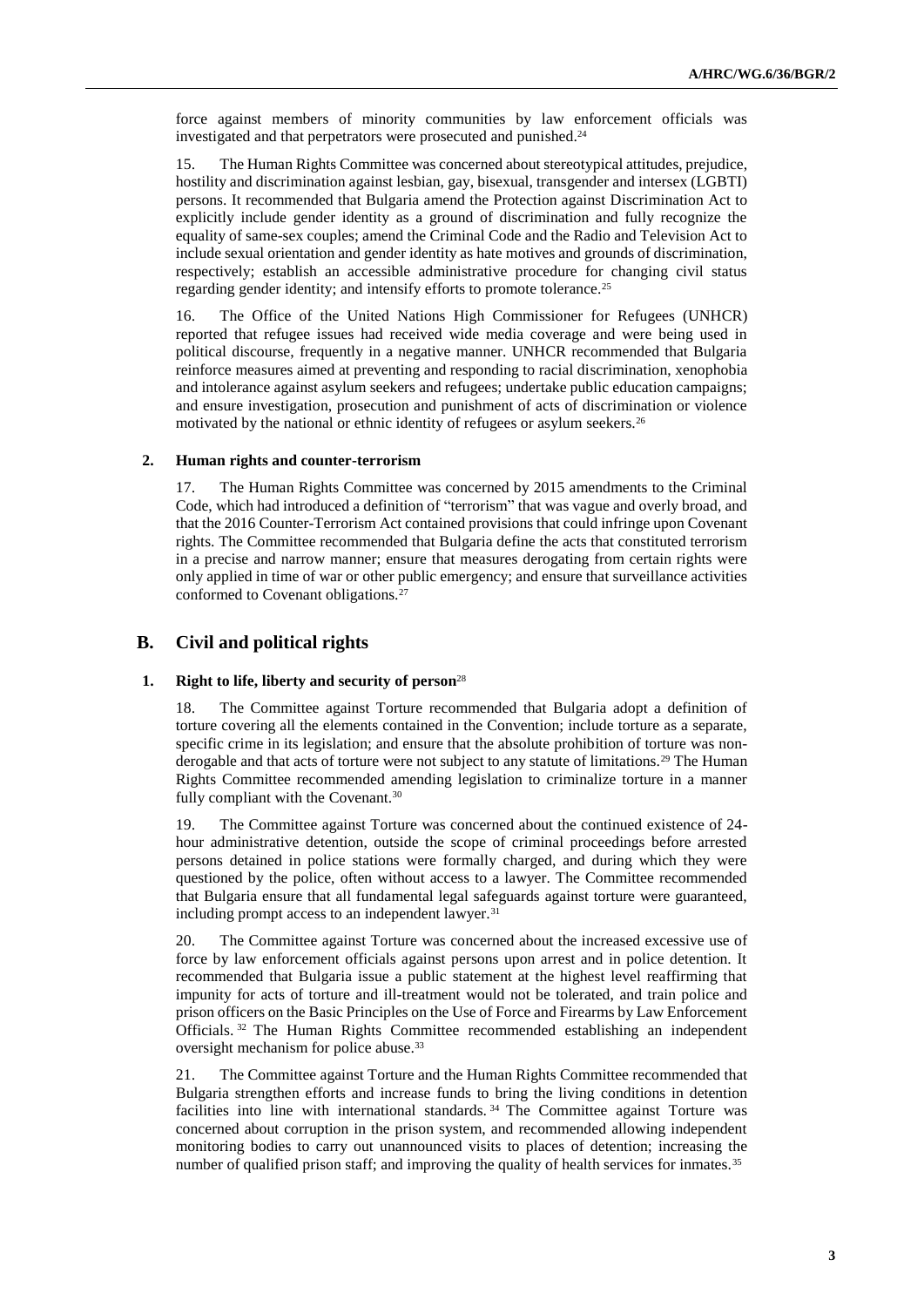force against members of minority communities by law enforcement officials was investigated and that perpetrators were prosecuted and punished.[24]

15. The Human Rights Committee was concerned about stereotypical attitudes, prejudice, hostility and discrimination against lesbian, gay, bisexual, transgender and intersex (LGBTI) persons. It recommended that Bulgaria amend the Protection against Discrimination Act to explicitly include gender identity as a ground of discrimination and fully recognize the equality of same-sex couples; amend the Criminal Code and the Radio and Television Act to include sexual orientation and gender identity as hate motives and grounds of discrimination, respectively; establish an accessible administrative procedure for changing civil status regarding gender identity; and intensify efforts to promote tolerance.[25]

16. The Office of the United Nations High Commissioner for Refugees (UNHCR) reported that refugee issues had received wide media coverage and were being used in political discourse, frequently in a negative manner. UNHCR recommended that Bulgaria reinforce measures aimed at preventing and responding to racial discrimination, xenophobia and intolerance against asylum seekers and refugees; undertake public education campaigns; and ensure investigation, prosecution and punishment of acts of discrimination or violence motivated by the national or ethnic identity of refugees or asylum seekers.[26]

### 2. Human rights and counter-terrorism

17. The Human Rights Committee was concerned by 2015 amendments to the Criminal Code, which had introduced a definition of "terrorism" that was vague and overly broad, and that the 2016 Counter-Terrorism Act contained provisions that could infringe upon Covenant rights. The Committee recommended that Bulgaria define the acts that constituted terrorism in a precise and narrow manner; ensure that measures derogating from certain rights were only applied in time of war or other public emergency; and ensure that surveillance activities conformed to Covenant obligations.[27]

## B. Civil and political rights

### 1. Right to life, liberty and security of person[28]

18. The Committee against Torture recommended that Bulgaria adopt a definition of torture covering all the elements contained in the Convention; include torture as a separate, specific crime in its legislation; and ensure that the absolute prohibition of torture was non-derogable and that acts of torture were not subject to any statute of limitations.[29] The Human Rights Committee recommended amending legislation to criminalize torture in a manner fully compliant with the Covenant.[30]

19. The Committee against Torture was concerned about the continued existence of 24-hour administrative detention, outside the scope of criminal proceedings before arrested persons detained in police stations were formally charged, and during which they were questioned by the police, often without access to a lawyer. The Committee recommended that Bulgaria ensure that all fundamental legal safeguards against torture were guaranteed, including prompt access to an independent lawyer.[31]

20. The Committee against Torture was concerned about the increased excessive use of force by law enforcement officials against persons upon arrest and in police detention. It recommended that Bulgaria issue a public statement at the highest level reaffirming that impunity for acts of torture and ill-treatment would not be tolerated, and train police and prison officers on the Basic Principles on the Use of Force and Firearms by Law Enforcement Officials.[32] The Human Rights Committee recommended establishing an independent oversight mechanism for police abuse.[33]

21. The Committee against Torture and the Human Rights Committee recommended that Bulgaria strengthen efforts and increase funds to bring the living conditions in detention facilities into line with international standards.[34] The Committee against Torture was concerned about corruption in the prison system, and recommended allowing independent monitoring bodies to carry out unannounced visits to places of detention; increasing the number of qualified prison staff; and improving the quality of health services for inmates.[35]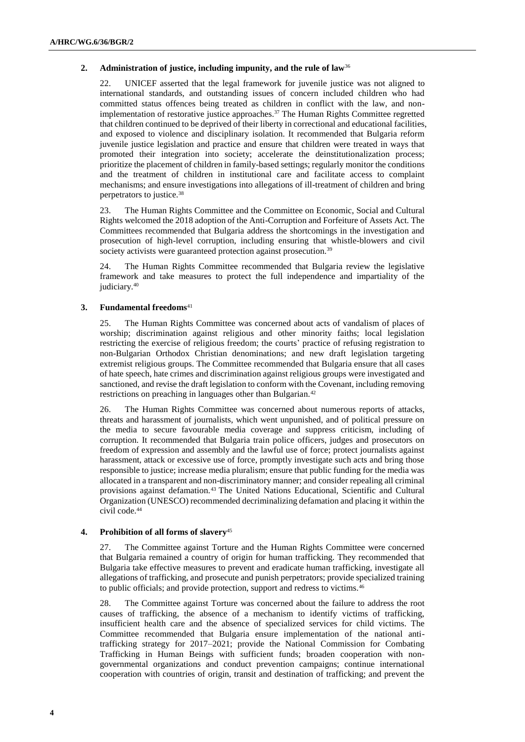### 2. Administration of justice, including impunity, and the rule of law[36]

22. UNICEF asserted that the legal framework for juvenile justice was not aligned to international standards, and outstanding issues of concern included children who had committed status offences being treated as children in conflict with the law, and non-implementation of restorative justice approaches.[37] The Human Rights Committee regretted that children continued to be deprived of their liberty in correctional and educational facilities, and exposed to violence and disciplinary isolation. It recommended that Bulgaria reform juvenile justice legislation and practice and ensure that children were treated in ways that promoted their integration into society; accelerate the deinstitutionalization process; prioritize the placement of children in family-based settings; regularly monitor the conditions and the treatment of children in institutional care and facilitate access to complaint mechanisms; and ensure investigations into allegations of ill-treatment of children and bring perpetrators to justice.[38]

23. The Human Rights Committee and the Committee on Economic, Social and Cultural Rights welcomed the 2018 adoption of the Anti-Corruption and Forfeiture of Assets Act. The Committees recommended that Bulgaria address the shortcomings in the investigation and prosecution of high-level corruption, including ensuring that whistle-blowers and civil society activists were guaranteed protection against prosecution.[39]

24. The Human Rights Committee recommended that Bulgaria review the legislative framework and take measures to protect the full independence and impartiality of the judiciary.[40]

### 3. Fundamental freedoms[41]

25. The Human Rights Committee was concerned about acts of vandalism of places of worship; discrimination against religious and other minority faiths; local legislation restricting the exercise of religious freedom; the courts' practice of refusing registration to non-Bulgarian Orthodox Christian denominations; and new draft legislation targeting extremist religious groups. The Committee recommended that Bulgaria ensure that all cases of hate speech, hate crimes and discrimination against religious groups were investigated and sanctioned, and revise the draft legislation to conform with the Covenant, including removing restrictions on preaching in languages other than Bulgarian.[42]

26. The Human Rights Committee was concerned about numerous reports of attacks, threats and harassment of journalists, which went unpunished, and of political pressure on the media to secure favourable media coverage and suppress criticism, including of corruption. It recommended that Bulgaria train police officers, judges and prosecutors on freedom of expression and assembly and the lawful use of force; protect journalists against harassment, attack or excessive use of force, promptly investigate such acts and bring those responsible to justice; increase media pluralism; ensure that public funding for the media was allocated in a transparent and non-discriminatory manner; and consider repealing all criminal provisions against defamation.[43] The United Nations Educational, Scientific and Cultural Organization (UNESCO) recommended decriminalizing defamation and placing it within the civil code.[44]

### 4. Prohibition of all forms of slavery[45]

27. The Committee against Torture and the Human Rights Committee were concerned that Bulgaria remained a country of origin for human trafficking. They recommended that Bulgaria take effective measures to prevent and eradicate human trafficking, investigate all allegations of trafficking, and prosecute and punish perpetrators; provide specialized training to public officials; and provide protection, support and redress to victims.[46]

28. The Committee against Torture was concerned about the failure to address the root causes of trafficking, the absence of a mechanism to identify victims of trafficking, insufficient health care and the absence of specialized services for child victims. The Committee recommended that Bulgaria ensure implementation of the national anti-trafficking strategy for 2017–2021; provide the National Commission for Combating Trafficking in Human Beings with sufficient funds; broaden cooperation with non-governmental organizations and conduct prevention campaigns; continue international cooperation with countries of origin, transit and destination of trafficking; and prevent the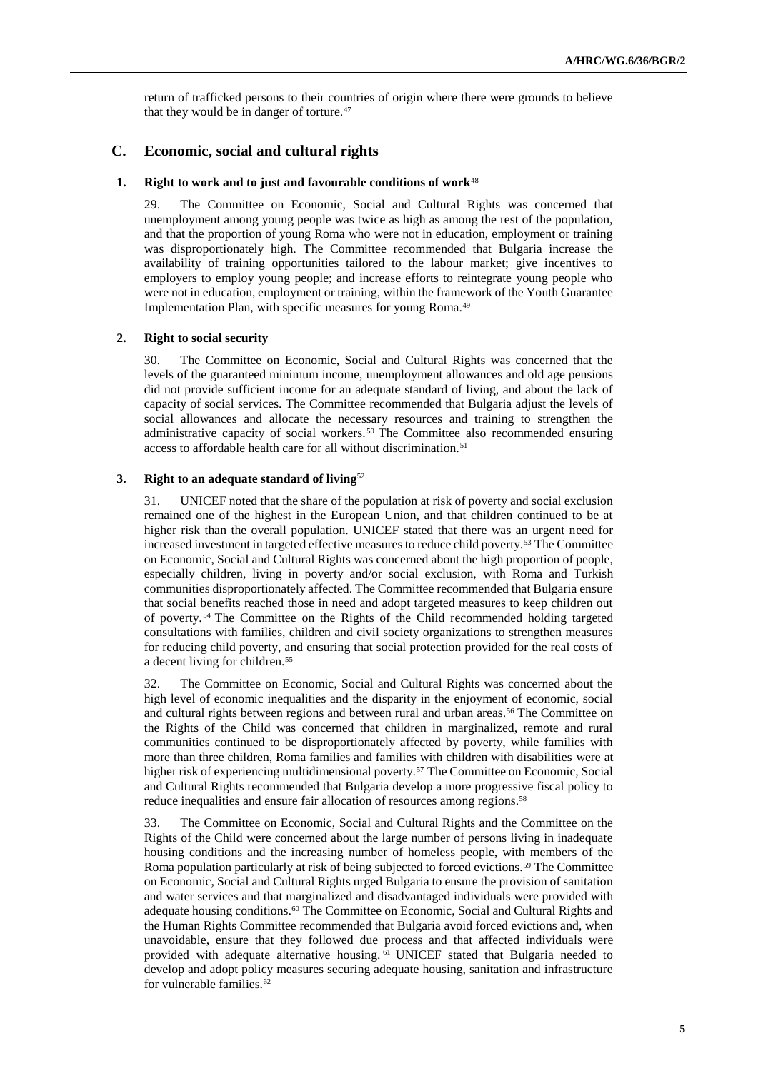return of trafficked persons to their countries of origin where there were grounds to believe that they would be in danger of torture.[47]

## C. Economic, social and cultural rights

### 1. Right to work and to just and favourable conditions of work[48]

29. The Committee on Economic, Social and Cultural Rights was concerned that unemployment among young people was twice as high as among the rest of the population, and that the proportion of young Roma who were not in education, employment or training was disproportionately high. The Committee recommended that Bulgaria increase the availability of training opportunities tailored to the labour market; give incentives to employers to employ young people; and increase efforts to reintegrate young people who were not in education, employment or training, within the framework of the Youth Guarantee Implementation Plan, with specific measures for young Roma.[49]

### 2. Right to social security

30. The Committee on Economic, Social and Cultural Rights was concerned that the levels of the guaranteed minimum income, unemployment allowances and old age pensions did not provide sufficient income for an adequate standard of living, and about the lack of capacity of social services. The Committee recommended that Bulgaria adjust the levels of social allowances and allocate the necessary resources and training to strengthen the administrative capacity of social workers.[50] The Committee also recommended ensuring access to affordable health care for all without discrimination.[51]

### 3. Right to an adequate standard of living[52]

31. UNICEF noted that the share of the population at risk of poverty and social exclusion remained one of the highest in the European Union, and that children continued to be at higher risk than the overall population. UNICEF stated that there was an urgent need for increased investment in targeted effective measures to reduce child poverty.[53] The Committee on Economic, Social and Cultural Rights was concerned about the high proportion of people, especially children, living in poverty and/or social exclusion, with Roma and Turkish communities disproportionately affected. The Committee recommended that Bulgaria ensure that social benefits reached those in need and adopt targeted measures to keep children out of poverty.[54] The Committee on the Rights of the Child recommended holding targeted consultations with families, children and civil society organizations to strengthen measures for reducing child poverty, and ensuring that social protection provided for the real costs of a decent living for children.[55]

32. The Committee on Economic, Social and Cultural Rights was concerned about the high level of economic inequalities and the disparity in the enjoyment of economic, social and cultural rights between regions and between rural and urban areas.[56] The Committee on the Rights of the Child was concerned that children in marginalized, remote and rural communities continued to be disproportionately affected by poverty, while families with more than three children, Roma families and families with children with disabilities were at higher risk of experiencing multidimensional poverty.[57] The Committee on Economic, Social and Cultural Rights recommended that Bulgaria develop a more progressive fiscal policy to reduce inequalities and ensure fair allocation of resources among regions.[58]

33. The Committee on Economic, Social and Cultural Rights and the Committee on the Rights of the Child were concerned about the large number of persons living in inadequate housing conditions and the increasing number of homeless people, with members of the Roma population particularly at risk of being subjected to forced evictions.[59] The Committee on Economic, Social and Cultural Rights urged Bulgaria to ensure the provision of sanitation and water services and that marginalized and disadvantaged individuals were provided with adequate housing conditions.[60] The Committee on Economic, Social and Cultural Rights and the Human Rights Committee recommended that Bulgaria avoid forced evictions and, when unavoidable, ensure that they followed due process and that affected individuals were provided with adequate alternative housing.[61] UNICEF stated that Bulgaria needed to develop and adopt policy measures securing adequate housing, sanitation and infrastructure for vulnerable families.[62]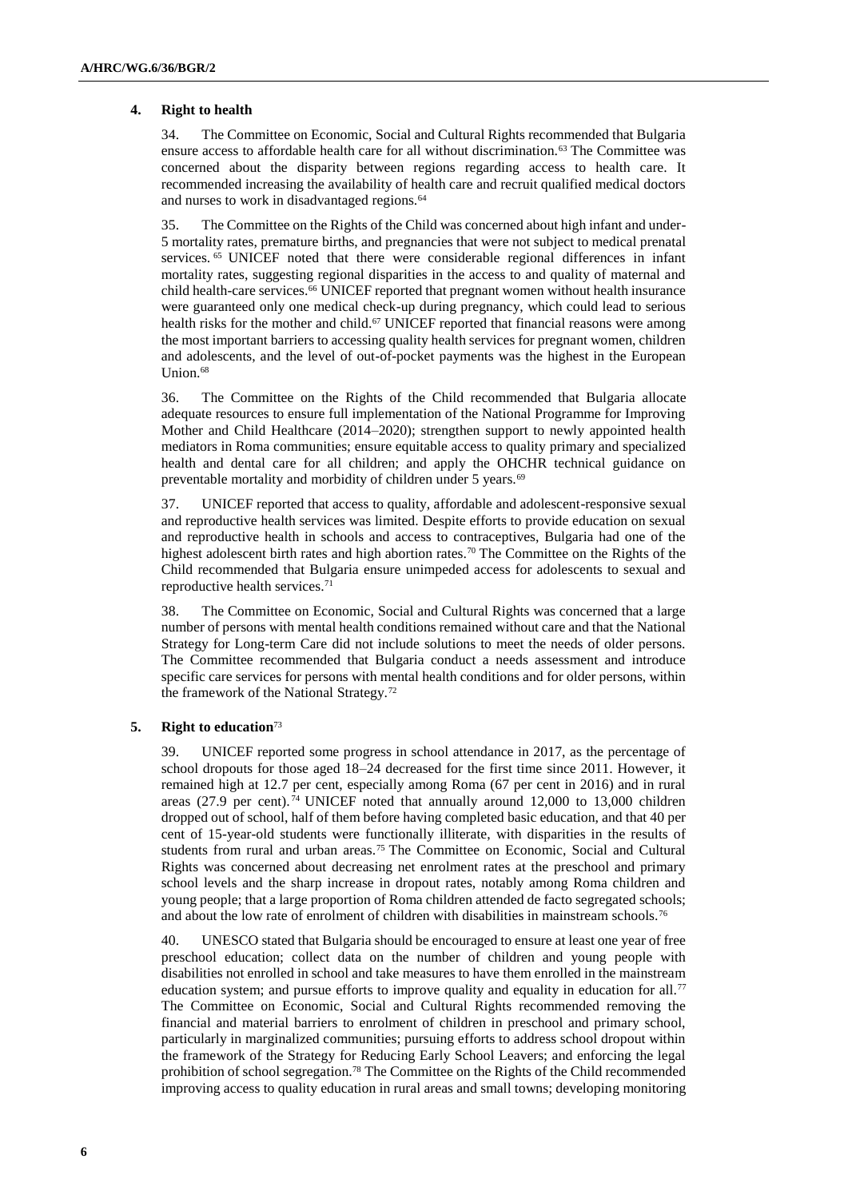### 4. Right to health

34. The Committee on Economic, Social and Cultural Rights recommended that Bulgaria ensure access to affordable health care for all without discrimination.[63] The Committee was concerned about the disparity between regions regarding access to health care. It recommended increasing the availability of health care and recruit qualified medical doctors and nurses to work in disadvantaged regions.[64]

35. The Committee on the Rights of the Child was concerned about high infant and under-5 mortality rates, premature births, and pregnancies that were not subject to medical prenatal services.[65] UNICEF noted that there were considerable regional differences in infant mortality rates, suggesting regional disparities in the access to and quality of maternal and child health-care services.[66] UNICEF reported that pregnant women without health insurance were guaranteed only one medical check-up during pregnancy, which could lead to serious health risks for the mother and child.[67] UNICEF reported that financial reasons were among the most important barriers to accessing quality health services for pregnant women, children and adolescents, and the level of out-of-pocket payments was the highest in the European Union.[68]

36. The Committee on the Rights of the Child recommended that Bulgaria allocate adequate resources to ensure full implementation of the National Programme for Improving Mother and Child Healthcare (2014–2020); strengthen support to newly appointed health mediators in Roma communities; ensure equitable access to quality primary and specialized health and dental care for all children; and apply the OHCHR technical guidance on preventable mortality and morbidity of children under 5 years.[69]

37. UNICEF reported that access to quality, affordable and adolescent-responsive sexual and reproductive health services was limited. Despite efforts to provide education on sexual and reproductive health in schools and access to contraceptives, Bulgaria had one of the highest adolescent birth rates and high abortion rates.[70] The Committee on the Rights of the Child recommended that Bulgaria ensure unimpeded access for adolescents to sexual and reproductive health services.[71]

38. The Committee on Economic, Social and Cultural Rights was concerned that a large number of persons with mental health conditions remained without care and that the National Strategy for Long-term Care did not include solutions to meet the needs of older persons. The Committee recommended that Bulgaria conduct a needs assessment and introduce specific care services for persons with mental health conditions and for older persons, within the framework of the National Strategy.[72]

### 5. Right to education[73]

39. UNICEF reported some progress in school attendance in 2017, as the percentage of school dropouts for those aged 18–24 decreased for the first time since 2011. However, it remained high at 12.7 per cent, especially among Roma (67 per cent in 2016) and in rural areas (27.9 per cent).[74] UNICEF noted that annually around 12,000 to 13,000 children dropped out of school, half of them before having completed basic education, and that 40 per cent of 15-year-old students were functionally illiterate, with disparities in the results of students from rural and urban areas.[75] The Committee on Economic, Social and Cultural Rights was concerned about decreasing net enrolment rates at the preschool and primary school levels and the sharp increase in dropout rates, notably among Roma children and young people; that a large proportion of Roma children attended de facto segregated schools; and about the low rate of enrolment of children with disabilities in mainstream schools.[76]

40. UNESCO stated that Bulgaria should be encouraged to ensure at least one year of free preschool education; collect data on the number of children and young people with disabilities not enrolled in school and take measures to have them enrolled in the mainstream education system; and pursue efforts to improve quality and equality in education for all.[77] The Committee on Economic, Social and Cultural Rights recommended removing the financial and material barriers to enrolment of children in preschool and primary school, particularly in marginalized communities; pursuing efforts to address school dropout within the framework of the Strategy for Reducing Early School Leavers; and enforcing the legal prohibition of school segregation.[78] The Committee on the Rights of the Child recommended improving access to quality education in rural areas and small towns; developing monitoring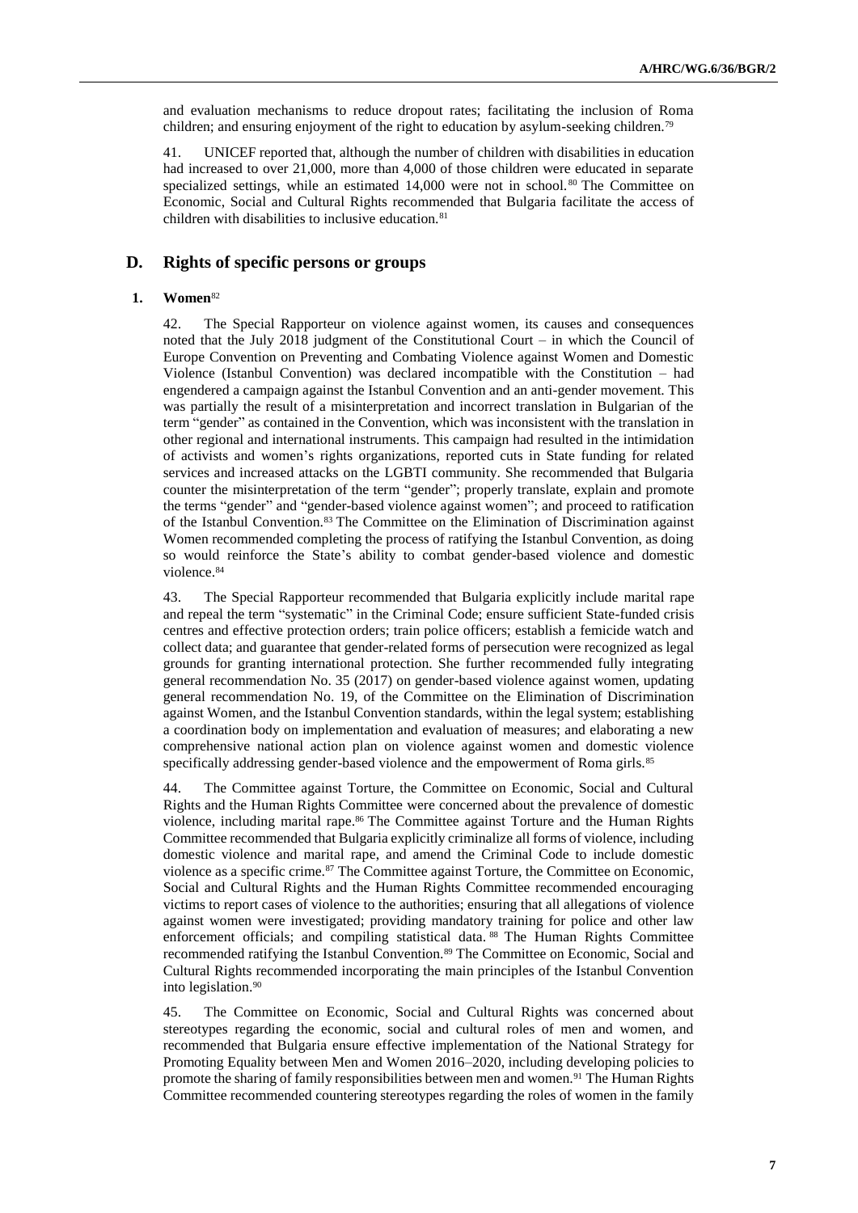and evaluation mechanisms to reduce dropout rates; facilitating the inclusion of Roma children; and ensuring enjoyment of the right to education by asylum-seeking children.[79]

41. UNICEF reported that, although the number of children with disabilities in education had increased to over 21,000, more than 4,000 of those children were educated in separate specialized settings, while an estimated 14,000 were not in school.[80] The Committee on Economic, Social and Cultural Rights recommended that Bulgaria facilitate the access of children with disabilities to inclusive education.[81]

## D. Rights of specific persons or groups

### 1. Women[82]

42. The Special Rapporteur on violence against women, its causes and consequences noted that the July 2018 judgment of the Constitutional Court – in which the Council of Europe Convention on Preventing and Combating Violence against Women and Domestic Violence (Istanbul Convention) was declared incompatible with the Constitution – had engendered a campaign against the Istanbul Convention and an anti-gender movement. This was partially the result of a misinterpretation and incorrect translation in Bulgarian of the term "gender" as contained in the Convention, which was inconsistent with the translation in other regional and international instruments. This campaign had resulted in the intimidation of activists and women's rights organizations, reported cuts in State funding for related services and increased attacks on the LGBTI community. She recommended that Bulgaria counter the misinterpretation of the term "gender"; properly translate, explain and promote the terms "gender" and "gender-based violence against women"; and proceed to ratification of the Istanbul Convention.[83] The Committee on the Elimination of Discrimination against Women recommended completing the process of ratifying the Istanbul Convention, as doing so would reinforce the State's ability to combat gender-based violence and domestic violence.[84]

43. The Special Rapporteur recommended that Bulgaria explicitly include marital rape and repeal the term "systematic" in the Criminal Code; ensure sufficient State-funded crisis centres and effective protection orders; train police officers; establish a femicide watch and collect data; and guarantee that gender-related forms of persecution were recognized as legal grounds for granting international protection. She further recommended fully integrating general recommendation No. 35 (2017) on gender-based violence against women, updating general recommendation No. 19, of the Committee on the Elimination of Discrimination against Women, and the Istanbul Convention standards, within the legal system; establishing a coordination body on implementation and evaluation of measures; and elaborating a new comprehensive national action plan on violence against women and domestic violence specifically addressing gender-based violence and the empowerment of Roma girls.[85]

44. The Committee against Torture, the Committee on Economic, Social and Cultural Rights and the Human Rights Committee were concerned about the prevalence of domestic violence, including marital rape.[86] The Committee against Torture and the Human Rights Committee recommended that Bulgaria explicitly criminalize all forms of violence, including domestic violence and marital rape, and amend the Criminal Code to include domestic violence as a specific crime.[87] The Committee against Torture, the Committee on Economic, Social and Cultural Rights and the Human Rights Committee recommended encouraging victims to report cases of violence to the authorities; ensuring that all allegations of violence against women were investigated; providing mandatory training for police and other law enforcement officials; and compiling statistical data.[88] The Human Rights Committee recommended ratifying the Istanbul Convention.[89] The Committee on Economic, Social and Cultural Rights recommended incorporating the main principles of the Istanbul Convention into legislation.[90]

45. The Committee on Economic, Social and Cultural Rights was concerned about stereotypes regarding the economic, social and cultural roles of men and women, and recommended that Bulgaria ensure effective implementation of the National Strategy for Promoting Equality between Men and Women 2016–2020, including developing policies to promote the sharing of family responsibilities between men and women.[91] The Human Rights Committee recommended countering stereotypes regarding the roles of women in the family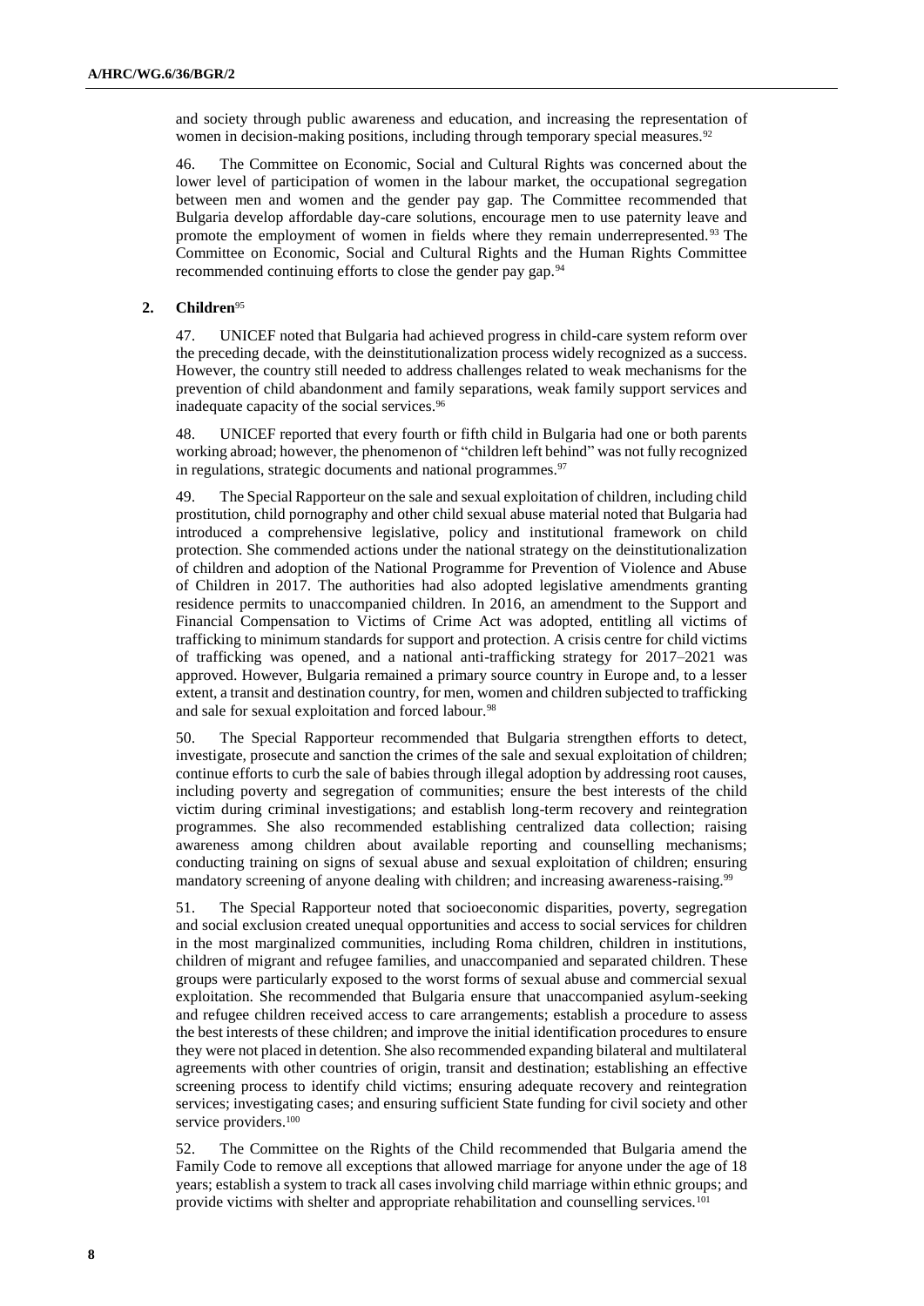and society through public awareness and education, and increasing the representation of women in decision-making positions, including through temporary special measures.[92]

46. The Committee on Economic, Social and Cultural Rights was concerned about the lower level of participation of women in the labour market, the occupational segregation between men and women and the gender pay gap. The Committee recommended that Bulgaria develop affordable day-care solutions, encourage men to use paternity leave and promote the employment of women in fields where they remain underrepresented.[93] The Committee on Economic, Social and Cultural Rights and the Human Rights Committee recommended continuing efforts to close the gender pay gap.[94]

### 2. Children[95]

47. UNICEF noted that Bulgaria had achieved progress in child-care system reform over the preceding decade, with the deinstitutionalization process widely recognized as a success. However, the country still needed to address challenges related to weak mechanisms for the prevention of child abandonment and family separations, weak family support services and inadequate capacity of the social services.[96]

48. UNICEF reported that every fourth or fifth child in Bulgaria had one or both parents working abroad; however, the phenomenon of "children left behind" was not fully recognized in regulations, strategic documents and national programmes.[97]

49. The Special Rapporteur on the sale and sexual exploitation of children, including child prostitution, child pornography and other child sexual abuse material noted that Bulgaria had introduced a comprehensive legislative, policy and institutional framework on child protection. She commended actions under the national strategy on the deinstitutionalization of children and adoption of the National Programme for Prevention of Violence and Abuse of Children in 2017. The authorities had also adopted legislative amendments granting residence permits to unaccompanied children. In 2016, an amendment to the Support and Financial Compensation to Victims of Crime Act was adopted, entitling all victims of trafficking to minimum standards for support and protection. A crisis centre for child victims of trafficking was opened, and a national anti-trafficking strategy for 2017–2021 was approved. However, Bulgaria remained a primary source country in Europe and, to a lesser extent, a transit and destination country, for men, women and children subjected to trafficking and sale for sexual exploitation and forced labour.[98]

50. The Special Rapporteur recommended that Bulgaria strengthen efforts to detect, investigate, prosecute and sanction the crimes of the sale and sexual exploitation of children; continue efforts to curb the sale of babies through illegal adoption by addressing root causes, including poverty and segregation of communities; ensure the best interests of the child victim during criminal investigations; and establish long-term recovery and reintegration programmes. She also recommended establishing centralized data collection; raising awareness among children about available reporting and counselling mechanisms; conducting training on signs of sexual abuse and sexual exploitation of children; ensuring mandatory screening of anyone dealing with children; and increasing awareness-raising.[99]

51. The Special Rapporteur noted that socioeconomic disparities, poverty, segregation and social exclusion created unequal opportunities and access to social services for children in the most marginalized communities, including Roma children, children in institutions, children of migrant and refugee families, and unaccompanied and separated children. These groups were particularly exposed to the worst forms of sexual abuse and commercial sexual exploitation. She recommended that Bulgaria ensure that unaccompanied asylum-seeking and refugee children received access to care arrangements; establish a procedure to assess the best interests of these children; and improve the initial identification procedures to ensure they were not placed in detention. She also recommended expanding bilateral and multilateral agreements with other countries of origin, transit and destination; establishing an effective screening process to identify child victims; ensuring adequate recovery and reintegration services; investigating cases; and ensuring sufficient State funding for civil society and other service providers.[100]

52. The Committee on the Rights of the Child recommended that Bulgaria amend the Family Code to remove all exceptions that allowed marriage for anyone under the age of 18 years; establish a system to track all cases involving child marriage within ethnic groups; and provide victims with shelter and appropriate rehabilitation and counselling services.[101]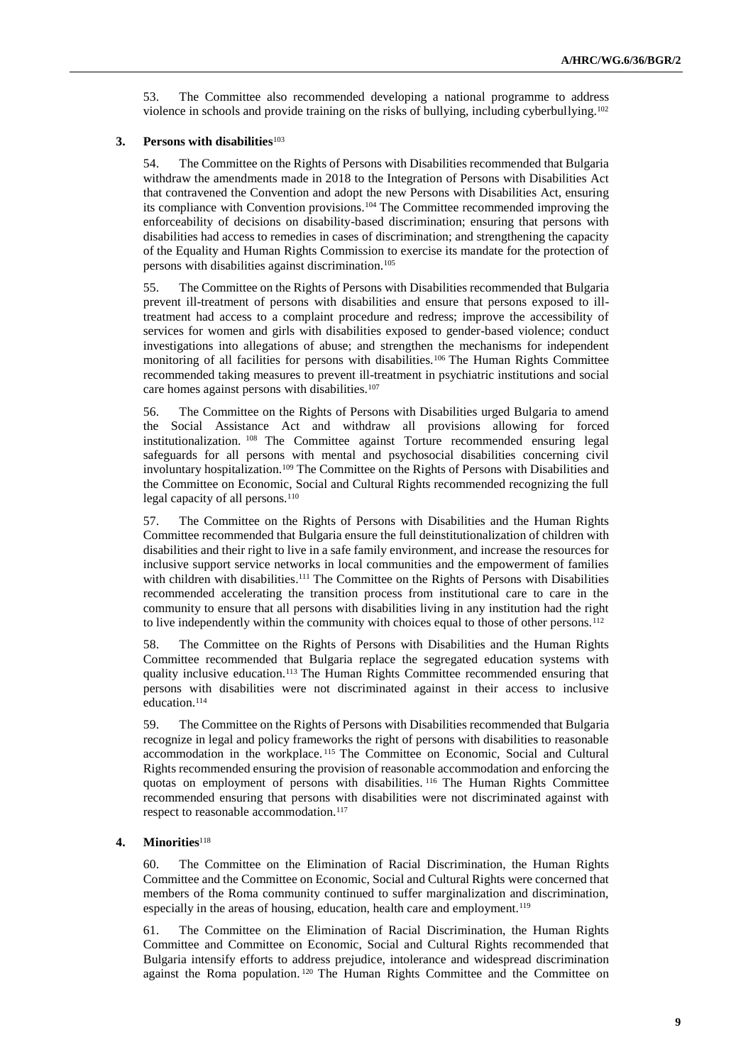53. The Committee also recommended developing a national programme to address violence in schools and provide training on the risks of bullying, including cyberbullying.[102]

### 3. Persons with disabilities[103]

54. The Committee on the Rights of Persons with Disabilities recommended that Bulgaria withdraw the amendments made in 2018 to the Integration of Persons with Disabilities Act that contravened the Convention and adopt the new Persons with Disabilities Act, ensuring its compliance with Convention provisions.[104] The Committee recommended improving the enforceability of decisions on disability-based discrimination; ensuring that persons with disabilities had access to remedies in cases of discrimination; and strengthening the capacity of the Equality and Human Rights Commission to exercise its mandate for the protection of persons with disabilities against discrimination.[105]

55. The Committee on the Rights of Persons with Disabilities recommended that Bulgaria prevent ill-treatment of persons with disabilities and ensure that persons exposed to ill-treatment had access to a complaint procedure and redress; improve the accessibility of services for women and girls with disabilities exposed to gender-based violence; conduct investigations into allegations of abuse; and strengthen the mechanisms for independent monitoring of all facilities for persons with disabilities.[106] The Human Rights Committee recommended taking measures to prevent ill-treatment in psychiatric institutions and social care homes against persons with disabilities.[107]

56. The Committee on the Rights of Persons with Disabilities urged Bulgaria to amend the Social Assistance Act and withdraw all provisions allowing for forced institutionalization.[108] The Committee against Torture recommended ensuring legal safeguards for all persons with mental and psychosocial disabilities concerning civil involuntary hospitalization.[109] The Committee on the Rights of Persons with Disabilities and the Committee on Economic, Social and Cultural Rights recommended recognizing the full legal capacity of all persons.[110]

57. The Committee on the Rights of Persons with Disabilities and the Human Rights Committee recommended that Bulgaria ensure the full deinstitutionalization of children with disabilities and their right to live in a safe family environment, and increase the resources for inclusive support service networks in local communities and the empowerment of families with children with disabilities.[111] The Committee on the Rights of Persons with Disabilities recommended accelerating the transition process from institutional care to care in the community to ensure that all persons with disabilities living in any institution had the right to live independently within the community with choices equal to those of other persons.[112]

58. The Committee on the Rights of Persons with Disabilities and the Human Rights Committee recommended that Bulgaria replace the segregated education systems with quality inclusive education.[113] The Human Rights Committee recommended ensuring that persons with disabilities were not discriminated against in their access to inclusive education.[114]

59. The Committee on the Rights of Persons with Disabilities recommended that Bulgaria recognize in legal and policy frameworks the right of persons with disabilities to reasonable accommodation in the workplace.[115] The Committee on Economic, Social and Cultural Rights recommended ensuring the provision of reasonable accommodation and enforcing the quotas on employment of persons with disabilities.[116] The Human Rights Committee recommended ensuring that persons with disabilities were not discriminated against with respect to reasonable accommodation.[117]

### 4. Minorities[118]

60. The Committee on the Elimination of Racial Discrimination, the Human Rights Committee and the Committee on Economic, Social and Cultural Rights were concerned that members of the Roma community continued to suffer marginalization and discrimination, especially in the areas of housing, education, health care and employment.[119]

61. The Committee on the Elimination of Racial Discrimination, the Human Rights Committee and Committee on Economic, Social and Cultural Rights recommended that Bulgaria intensify efforts to address prejudice, intolerance and widespread discrimination against the Roma population.[120] The Human Rights Committee and the Committee on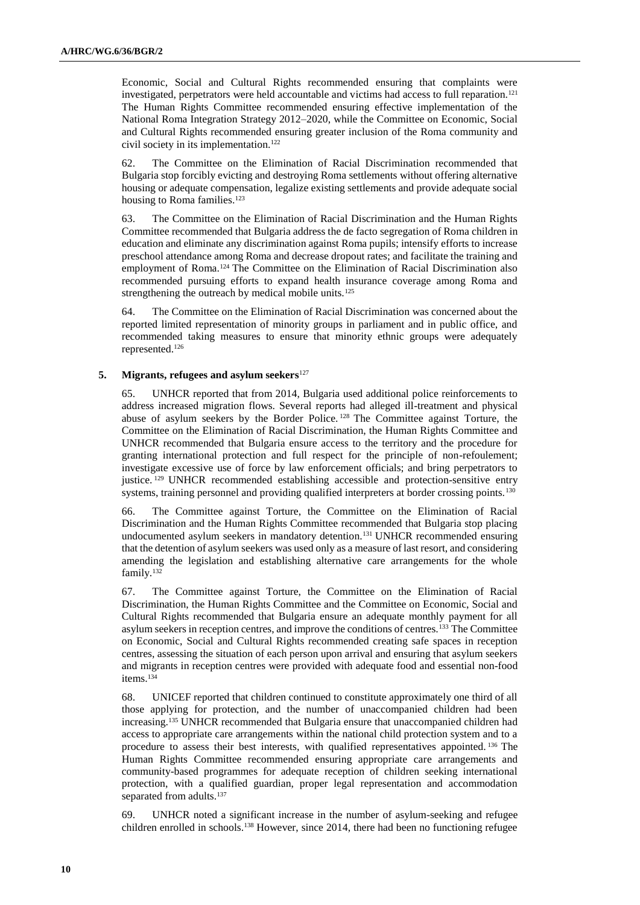Economic, Social and Cultural Rights recommended ensuring that complaints were investigated, perpetrators were held accountable and victims had access to full reparation.[121] The Human Rights Committee recommended ensuring effective implementation of the National Roma Integration Strategy 2012–2020, while the Committee on Economic, Social and Cultural Rights recommended ensuring greater inclusion of the Roma community and civil society in its implementation.[122]

62. The Committee on the Elimination of Racial Discrimination recommended that Bulgaria stop forcibly evicting and destroying Roma settlements without offering alternative housing or adequate compensation, legalize existing settlements and provide adequate social housing to Roma families.[123]

63. The Committee on the Elimination of Racial Discrimination and the Human Rights Committee recommended that Bulgaria address the de facto segregation of Roma children in education and eliminate any discrimination against Roma pupils; intensify efforts to increase preschool attendance among Roma and decrease dropout rates; and facilitate the training and employment of Roma.[124] The Committee on the Elimination of Racial Discrimination also recommended pursuing efforts to expand health insurance coverage among Roma and strengthening the outreach by medical mobile units.[125]

64. The Committee on the Elimination of Racial Discrimination was concerned about the reported limited representation of minority groups in parliament and in public office, and recommended taking measures to ensure that minority ethnic groups were adequately represented.[126]

### 5. Migrants, refugees and asylum seekers[127]

65. UNHCR reported that from 2014, Bulgaria used additional police reinforcements to address increased migration flows. Several reports had alleged ill-treatment and physical abuse of asylum seekers by the Border Police.[128] The Committee against Torture, the Committee on the Elimination of Racial Discrimination, the Human Rights Committee and UNHCR recommended that Bulgaria ensure access to the territory and the procedure for granting international protection and full respect for the principle of non-refoulement; investigate excessive use of force by law enforcement officials; and bring perpetrators to justice.[129] UNHCR recommended establishing accessible and protection-sensitive entry systems, training personnel and providing qualified interpreters at border crossing points.[130]

66. The Committee against Torture, the Committee on the Elimination of Racial Discrimination and the Human Rights Committee recommended that Bulgaria stop placing undocumented asylum seekers in mandatory detention.[131] UNHCR recommended ensuring that the detention of asylum seekers was used only as a measure of last resort, and considering amending the legislation and establishing alternative care arrangements for the whole family.[132]

67. The Committee against Torture, the Committee on the Elimination of Racial Discrimination, the Human Rights Committee and the Committee on Economic, Social and Cultural Rights recommended that Bulgaria ensure an adequate monthly payment for all asylum seekers in reception centres, and improve the conditions of centres.[133] The Committee on Economic, Social and Cultural Rights recommended creating safe spaces in reception centres, assessing the situation of each person upon arrival and ensuring that asylum seekers and migrants in reception centres were provided with adequate food and essential non-food items.[134]

68. UNICEF reported that children continued to constitute approximately one third of all those applying for protection, and the number of unaccompanied children had been increasing.[135] UNHCR recommended that Bulgaria ensure that unaccompanied children had access to appropriate care arrangements within the national child protection system and to a procedure to assess their best interests, with qualified representatives appointed.[136] The Human Rights Committee recommended ensuring appropriate care arrangements and community-based programmes for adequate reception of children seeking international protection, with a qualified guardian, proper legal representation and accommodation separated from adults.[137]

69. UNHCR noted a significant increase in the number of asylum-seeking and refugee children enrolled in schools.[138] However, since 2014, there had been no functioning refugee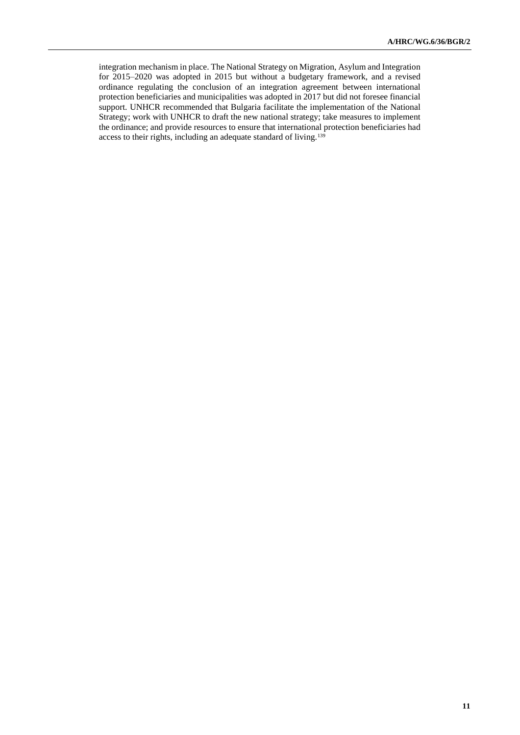integration mechanism in place. The National Strategy on Migration, Asylum and Integration for 2015–2020 was adopted in 2015 but without a budgetary framework, and a revised ordinance regulating the conclusion of an integration agreement between international protection beneficiaries and municipalities was adopted in 2017 but did not foresee financial support. UNHCR recommended that Bulgaria facilitate the implementation of the National Strategy; work with UNHCR to draft the new national strategy; take measures to implement the ordinance; and provide resources to ensure that international protection beneficiaries had access to their rights, including an adequate standard of living.[139]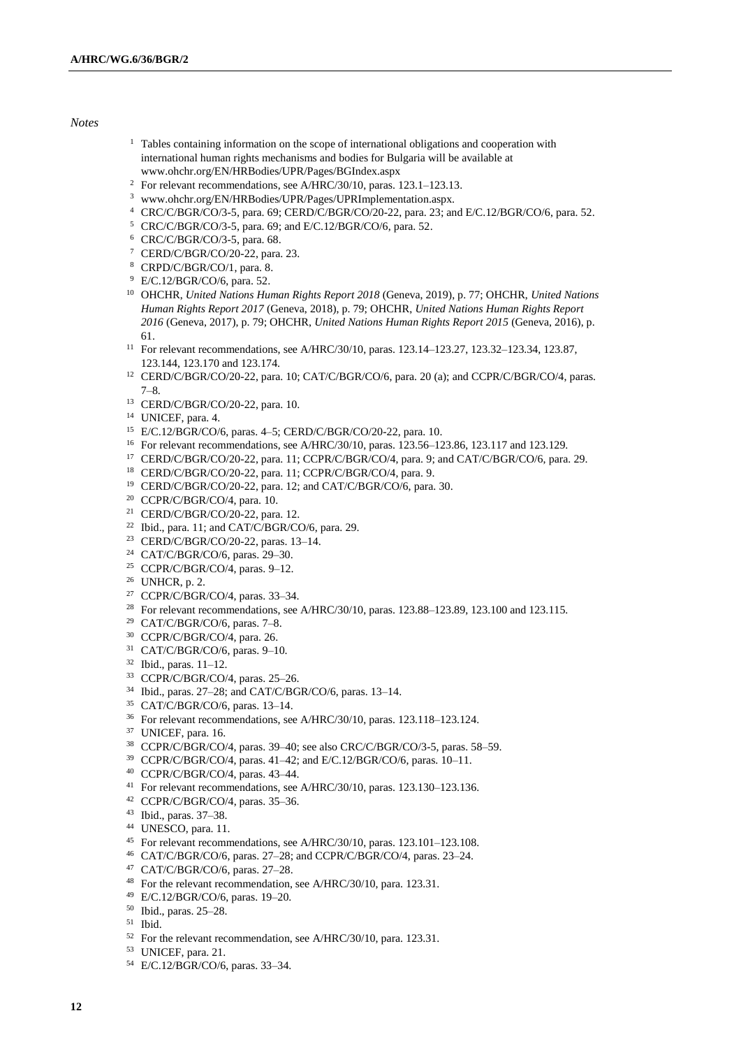*Notes*

[1] Tables containing information on the scope of international obligations and cooperation with international human rights mechanisms and bodies for Bulgaria will be available at www.ohchr.org/EN/HRBodies/UPR/Pages/BGIndex.aspx
[2] For relevant recommendations, see A/HRC/30/10, paras. 123.1–123.13.
[3] www.ohchr.org/EN/HRBodies/UPR/Pages/UPRImplementation.aspx.
[4] CRC/C/BGR/CO/3-5, para. 69; CERD/C/BGR/CO/20-22, para. 23; and E/C.12/BGR/CO/6, para. 52.
[5] CRC/C/BGR/CO/3-5, para. 69; and E/C.12/BGR/CO/6, para. 52.
[6] CRC/C/BGR/CO/3-5, para. 68.
[7] CERD/C/BGR/CO/20-22, para. 23.
[8] CRPD/C/BGR/CO/1, para. 8.
[9] E/C.12/BGR/CO/6, para. 52.
[10] OHCHR, *United Nations Human Rights Report 2018* (Geneva, 2019), p. 77; OHCHR, *United Nations Human Rights Report 2017* (Geneva, 2018), p. 79; OHCHR, *United Nations Human Rights Report 2016* (Geneva, 2017), p. 79; OHCHR, *United Nations Human Rights Report 2015* (Geneva, 2016), p. 61.
[11] For relevant recommendations, see A/HRC/30/10, paras. 123.14–123.27, 123.32–123.34, 123.87, 123.144, 123.170 and 123.174.
[12] CERD/C/BGR/CO/20-22, para. 10; CAT/C/BGR/CO/6, para. 20 (a); and CCPR/C/BGR/CO/4, paras. 7–8.
[13] CERD/C/BGR/CO/20-22, para. 10.
[14] UNICEF, para. 4.
[15] E/C.12/BGR/CO/6, paras. 4–5; CERD/C/BGR/CO/20-22, para. 10.
[16] For relevant recommendations, see A/HRC/30/10, paras. 123.56–123.86, 123.117 and 123.129.
[17] CERD/C/BGR/CO/20-22, para. 11; CCPR/C/BGR/CO/4, para. 9; and CAT/C/BGR/CO/6, para. 29.
[18] CERD/C/BGR/CO/20-22, para. 11; CCPR/C/BGR/CO/4, para. 9.
[19] CERD/C/BGR/CO/20-22, para. 12; and CAT/C/BGR/CO/6, para. 30.
[20] CCPR/C/BGR/CO/4, para. 10.
[21] CERD/C/BGR/CO/20-22, para. 12.
[22] Ibid., para. 11; and CAT/C/BGR/CO/6, para. 29.
[23] CERD/C/BGR/CO/20-22, paras. 13–14.
[24] CAT/C/BGR/CO/6, paras. 29–30.
[25] CCPR/C/BGR/CO/4, paras. 9–12.
[26] UNHCR, p. 2.
[27] CCPR/C/BGR/CO/4, paras. 33–34.
[28] For relevant recommendations, see A/HRC/30/10, paras. 123.88–123.89, 123.100 and 123.115.
[29] CAT/C/BGR/CO/6, paras. 7–8.
[30] CCPR/C/BGR/CO/4, para. 26.
[31] CAT/C/BGR/CO/6, paras. 9–10.
[32] Ibid., paras. 11–12.
[33] CCPR/C/BGR/CO/4, paras. 25–26.
[34] Ibid., paras. 27–28; and CAT/C/BGR/CO/6, paras. 13–14.
[35] CAT/C/BGR/CO/6, paras. 13–14.
[36] For relevant recommendations, see A/HRC/30/10, paras. 123.118–123.124.
[37] UNICEF, para. 16.
[38] CCPR/C/BGR/CO/4, paras. 39–40; see also CRC/C/BGR/CO/3-5, paras. 58–59.
[39] CCPR/C/BGR/CO/4, paras. 41–42; and E/C.12/BGR/CO/6, paras. 10–11.
[40] CCPR/C/BGR/CO/4, paras. 43–44.
[41] For relevant recommendations, see A/HRC/30/10, paras. 123.130–123.136.
[42] CCPR/C/BGR/CO/4, paras. 35–36.
[43] Ibid., paras. 37–38.
[44] UNESCO, para. 11.
[45] For relevant recommendations, see A/HRC/30/10, paras. 123.101–123.108.
[46] CAT/C/BGR/CO/6, paras. 27–28; and CCPR/C/BGR/CO/4, paras. 23–24.
[47] CAT/C/BGR/CO/6, paras. 27–28.
[48] For the relevant recommendation, see A/HRC/30/10, para. 123.31.
[49] E/C.12/BGR/CO/6, paras. 19–20.
[50] Ibid., paras. 25–28.
[51] Ibid.
[52] For the relevant recommendation, see A/HRC/30/10, para. 123.31.
[53] UNICEF, para. 21.
[54] E/C.12/BGR/CO/6, paras. 33–34.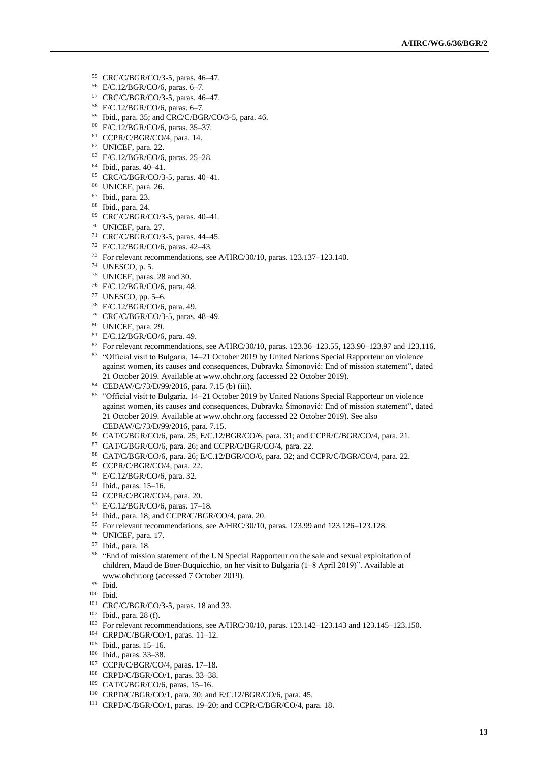[55] CRC/C/BGR/CO/3-5, paras. 46–47.
[56] E/C.12/BGR/CO/6, paras. 6–7.
[57] CRC/C/BGR/CO/3-5, paras. 46–47.
[58] E/C.12/BGR/CO/6, paras. 6–7.
[59] Ibid., para. 35; and CRC/C/BGR/CO/3-5, para. 46.
[60] E/C.12/BGR/CO/6, paras. 35–37.
[61] CCPR/C/BGR/CO/4, para. 14.
[62] UNICEF, para. 22.
[63] E/C.12/BGR/CO/6, paras. 25–28.
[64] Ibid., paras. 40–41.
[65] CRC/C/BGR/CO/3-5, paras. 40–41.
[66] UNICEF, para. 26.
[67] Ibid., para. 23.
[68] Ibid., para. 24.
[69] CRC/C/BGR/CO/3-5, paras. 40–41.
[70] UNICEF, para. 27.
[71] CRC/C/BGR/CO/3-5, paras. 44–45.
[72] E/C.12/BGR/CO/6, paras. 42–43.
[73] For relevant recommendations, see A/HRC/30/10, paras. 123.137–123.140.
[74] UNESCO, p. 5.
[75] UNICEF, paras. 28 and 30.
[76] E/C.12/BGR/CO/6, para. 48.
[77] UNESCO, pp. 5–6.
[78] E/C.12/BGR/CO/6, para. 49.
[79] CRC/C/BGR/CO/3-5, paras. 48–49.
[80] UNICEF, para. 29.
[81] E/C.12/BGR/CO/6, para. 49.
[82] For relevant recommendations, see A/HRC/30/10, paras. 123.36–123.55, 123.90–123.97 and 123.116.
[83] "Official visit to Bulgaria, 14–21 October 2019 by United Nations Special Rapporteur on violence against women, its causes and consequences, Dubravka Šimonović: End of mission statement", dated 21 October 2019. Available at www.ohchr.org (accessed 22 October 2019).
[84] CEDAW/C/73/D/99/2016, para. 7.15 (b) (iii).
[85] "Official visit to Bulgaria, 14–21 October 2019 by United Nations Special Rapporteur on violence against women, its causes and consequences, Dubravka Šimonović: End of mission statement", dated 21 October 2019. Available at www.ohchr.org (accessed 22 October 2019). See also CEDAW/C/73/D/99/2016, para. 7.15.
[86] CAT/C/BGR/CO/6, para. 25; E/C.12/BGR/CO/6, para. 31; and CCPR/C/BGR/CO/4, para. 21.
[87] CAT/C/BGR/CO/6, para. 26; and CCPR/C/BGR/CO/4, para. 22.
[88] CAT/C/BGR/CO/6, para. 26; E/C.12/BGR/CO/6, para. 32; and CCPR/C/BGR/CO/4, para. 22.
[89] CCPR/C/BGR/CO/4, para. 22.
[90] E/C.12/BGR/CO/6, para. 32.
[91] Ibid., paras. 15–16.
[92] CCPR/C/BGR/CO/4, para. 20.
[93] E/C.12/BGR/CO/6, paras. 17–18.
[94] Ibid., para. 18; and CCPR/C/BGR/CO/4, para. 20.
[95] For relevant recommendations, see A/HRC/30/10, paras. 123.99 and 123.126–123.128.
[96] UNICEF, para. 17.
[97] Ibid., para. 18.
[98] "End of mission statement of the UN Special Rapporteur on the sale and sexual exploitation of children, Maud de Boer-Buquicchio, on her visit to Bulgaria (1–8 April 2019)". Available at www.ohchr.org (accessed 7 October 2019).
[99] Ibid.
[100] Ibid.
[101] CRC/C/BGR/CO/3-5, paras. 18 and 33.
[102] Ibid., para. 28 (f).
[103] For relevant recommendations, see A/HRC/30/10, paras. 123.142–123.143 and 123.145–123.150.
[104] CRPD/C/BGR/CO/1, paras. 11–12.
[105] Ibid., paras. 15–16.
[106] Ibid., paras. 33–38.
[107] CCPR/C/BGR/CO/4, paras. 17–18.
[108] CRPD/C/BGR/CO/1, paras. 33–38.
[109] CAT/C/BGR/CO/6, paras. 15–16.
[110] CRPD/C/BGR/CO/1, para. 30; and E/C.12/BGR/CO/6, para. 45.
[111] CRPD/C/BGR/CO/1, paras. 19–20; and CCPR/C/BGR/CO/4, para. 18.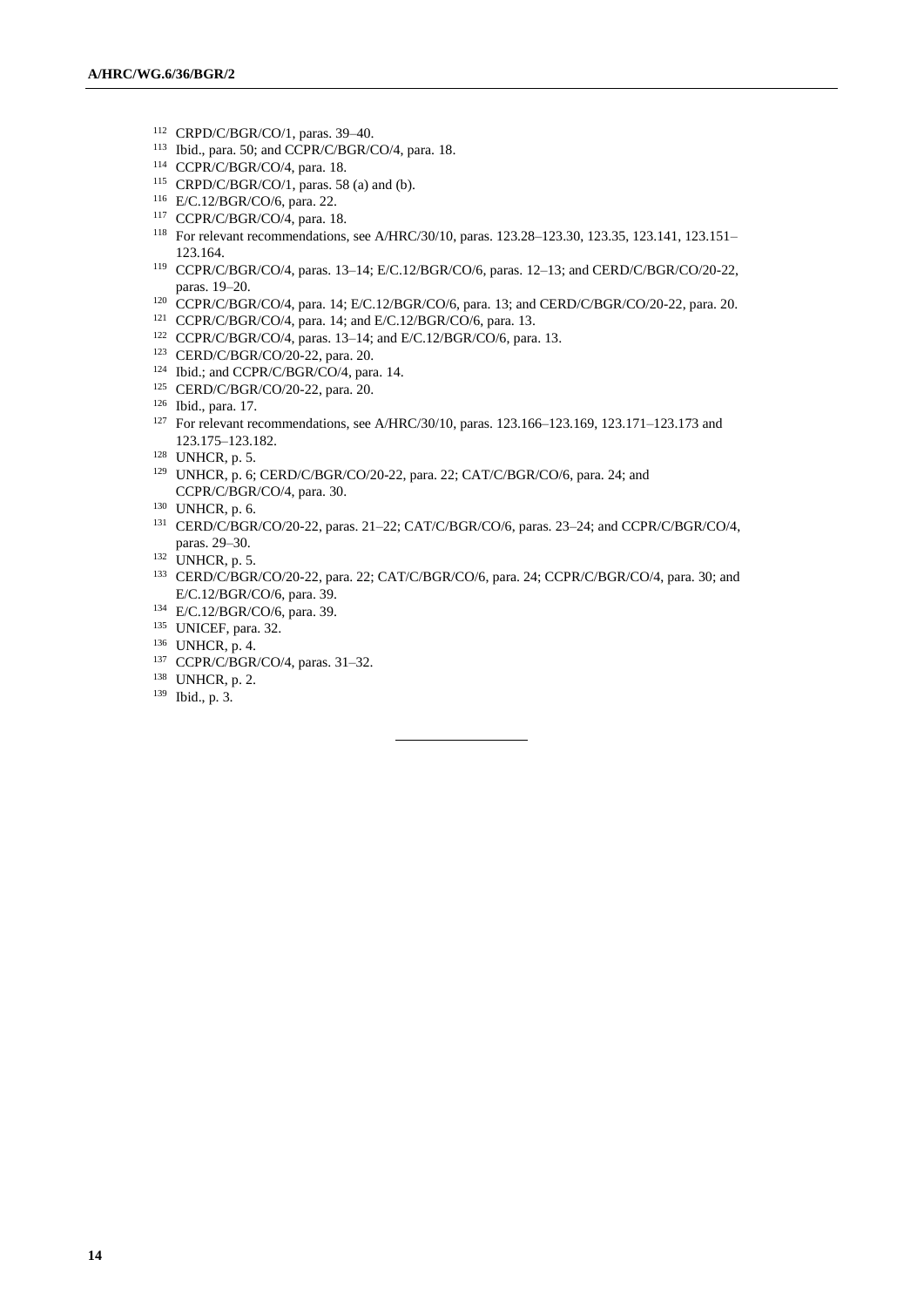[112] CRPD/C/BGR/CO/1, paras. 39–40.

[113] Ibid., para. 50; and CCPR/C/BGR/CO/4, para. 18.

[114] CCPR/C/BGR/CO/4, para. 18.

[115] CRPD/C/BGR/CO/1, paras. 58 (a) and (b).

[116] E/C.12/BGR/CO/6, para. 22.

[117] CCPR/C/BGR/CO/4, para. 18.

[118] For relevant recommendations, see A/HRC/30/10, paras. 123.28–123.30, 123.35, 123.141, 123.151–123.164.

[119] CCPR/C/BGR/CO/4, paras. 13–14; E/C.12/BGR/CO/6, paras. 12–13; and CERD/C/BGR/CO/20-22, paras. 19–20.

[120] CCPR/C/BGR/CO/4, para. 14; E/C.12/BGR/CO/6, para. 13; and CERD/C/BGR/CO/20-22, para. 20.

[121] CCPR/C/BGR/CO/4, para. 14; and E/C.12/BGR/CO/6, para. 13.

[122] CCPR/C/BGR/CO/4, paras. 13–14; and E/C.12/BGR/CO/6, para. 13.

[123] CERD/C/BGR/CO/20-22, para. 20.

[124] Ibid.; and CCPR/C/BGR/CO/4, para. 14.

[125] CERD/C/BGR/CO/20-22, para. 20.

[126] Ibid., para. 17.

[127] For relevant recommendations, see A/HRC/30/10, paras. 123.166–123.169, 123.171–123.173 and 123.175–123.182.

[128] UNHCR, p. 5.

[129] UNHCR, p. 6; CERD/C/BGR/CO/20-22, para. 22; CAT/C/BGR/CO/6, para. 24; and CCPR/C/BGR/CO/4, para. 30.

[130] UNHCR, p. 6.

[131] CERD/C/BGR/CO/20-22, paras. 21–22; CAT/C/BGR/CO/6, paras. 23–24; and CCPR/C/BGR/CO/4, paras. 29–30.

[132] UNHCR, p. 5.

[133] CERD/C/BGR/CO/20-22, para. 22; CAT/C/BGR/CO/6, para. 24; CCPR/C/BGR/CO/4, para. 30; and E/C.12/BGR/CO/6, para. 39.

[134] E/C.12/BGR/CO/6, para. 39.

[135] UNICEF, para. 32.

[136] UNHCR, p. 4.

[137] CCPR/C/BGR/CO/4, paras. 31–32.

[138] UNHCR, p. 2.

[139] Ibid., p. 3.